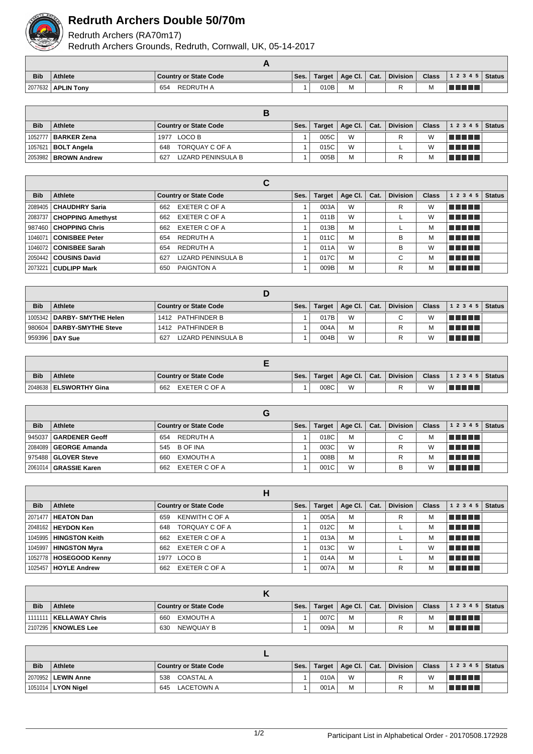# Redruth Archers Double 50/70m

Redruth Archers (RA70m17)

Redruth Archers Grounds, Redruth, Cornwall, UK, 05-14-2017

## A

| Bib | Athlete | Country or State Code | | Ses. | Target | Age Cl. | Cat. | Division | Class | 1 2 3 4 5 | Status |
|---|---|---|---|---|---|---|---|---|---|---|---|
| 2077632 | **APLIN Tony** | 654 | REDRUTH A | 1 | 010B | M | | R | M | | |

## B

| Bib | Athlete | Country or State Code | | Ses. | Target | Age Cl. | Cat. | Division | Class | 1 2 3 4 5 | Status |
|---|---|---|---|---|---|---|---|---|---|---|---|
| 1052777 | **BARKER Zena** | 1977 | LOCO B | 1 | 005C | W | | R | W | | |
| 1057621 | **BOLT Angela** | 648 | TORQUAY C OF A | 1 | 015C | W | | L | W | | |
| 2053982 | **BROWN Andrew** | 627 | LIZARD PENINSULA B | 1 | 005B | M | | R | M | | |

## C

| Bib | Athlete | Country or State Code | | Ses. | Target | Age Cl. | Cat. | Division | Class | 1 2 3 4 5 | Status |
|---|---|---|---|---|---|---|---|---|---|---|---|
| 2089405 | **CHAUDHRY Saria** | 662 | EXETER C OF A | 1 | 003A | W | | R | W | | |
| 2083737 | **CHOPPING Amethyst** | 662 | EXETER C OF A | 1 | 011B | W | | L | W | | |
| 987460 | **CHOPPING Chris** | 662 | EXETER C OF A | 1 | 013B | M | | L | M | | |
| 1046071 | **CONISBEE Peter** | 654 | REDRUTH A | 1 | 011C | M | | B | M | | |
| 1046072 | **CONISBEE Sarah** | 654 | REDRUTH A | 1 | 011A | W | | B | W | | |
| 2050442 | **COUSINS David** | 627 | LIZARD PENINSULA B | 1 | 017C | M | | C | M | | |
| 2073221 | **CUDLIPP Mark** | 650 | PAIGNTON A | 1 | 009B | M | | R | M | | |

## D

| Bib | Athlete | Country or State Code | | Ses. | Target | Age Cl. | Cat. | Division | Class | 1 2 3 4 5 | Status |
|---|---|---|---|---|---|---|---|---|---|---|---|
| 1005342 | **DARBY- SMYTHE Helen** | 1412 | PATHFINDER B | 1 | 017B | W | | C | W | | |
| 980604 | **DARBY-SMYTHE Steve** | 1412 | PATHFINDER B | 1 | 004A | M | | R | M | | |
| 959396 | **DAY Sue** | 627 | LIZARD PENINSULA B | 1 | 004B | W | | R | W | | |

## E

| Bib | Athlete | Country or State Code | | Ses. | Target | Age Cl. | Cat. | Division | Class | 1 2 3 4 5 | Status |
|---|---|---|---|---|---|---|---|---|---|---|---|
| 2048638 | **ELSWORTHY Gina** | 662 | EXETER C OF A | 1 | 008C | W | | R | W | | |

## G

| Bib | Athlete | Country or State Code | | Ses. | Target | Age Cl. | Cat. | Division | Class | 1 2 3 4 5 | Status |
|---|---|---|---|---|---|---|---|---|---|---|---|
| 945037 | **GARDENER Geoff** | 654 | REDRUTH A | 1 | 018C | M | | C | M | | |
| 2084089 | **GEORGE Amanda** | 545 | B OF INA | 1 | 003C | W | | R | W | | |
| 975488 | **GLOVER Steve** | 660 | EXMOUTH A | 1 | 008B | M | | R | M | | |
| 2061014 | **GRASSIE Karen** | 662 | EXETER C OF A | 1 | 001C | W | | B | W | | |

## H

| Bib | Athlete | Country or State Code | | Ses. | Target | Age Cl. | Cat. | Division | Class | 1 2 3 4 5 | Status |
|---|---|---|---|---|---|---|---|---|---|---|---|
| 2071477 | **HEATON Dan** | 659 | KENWITH C OF A | 1 | 005A | M | | R | M | | |
| 2048162 | **HEYDON Ken** | 648 | TORQUAY C OF A | 1 | 012C | M | | L | M | | |
| 1045995 | **HINGSTON Keith** | 662 | EXETER C OF A | 1 | 013A | M | | L | M | | |
| 1045997 | **HINGSTON Myra** | 662 | EXETER C OF A | 1 | 013C | W | | L | W | | |
| 1052778 | **HOSEGOOD Kenny** | 1977 | LOCO B | 1 | 014A | M | | L | M | | |
| 1025457 | **HOYLE Andrew** | 662 | EXETER C OF A | 1 | 007A | M | | R | M | | |

## K

| Bib | Athlete | Country or State Code | | Ses. | Target | Age Cl. | Cat. | Division | Class | 1 2 3 4 5 | Status |
|---|---|---|---|---|---|---|---|---|---|---|---|
| 1111111 | **KELLAWAY Chris** | 660 | EXMOUTH A | 1 | 007C | M | | R | M | | |
| 2107295 | **KNOWLES Lee** | 630 | NEWQUAY B | 1 | 009A | M | | R | M | | |

## L

| Bib | Athlete | Country or State Code | | Ses. | Target | Age Cl. | Cat. | Division | Class | 1 2 3 4 5 | Status |
|---|---|---|---|---|---|---|---|---|---|---|---|
| 2070952 | **LEWIN Anne** | 538 | COASTAL A | 1 | 010A | W | | R | W | | |
| 1051014 | **LYON Nigel** | 645 | LACETOWN A | 1 | 001A | M | | R | M | | |

Participant List in Alphabetical Order - 20170508.172928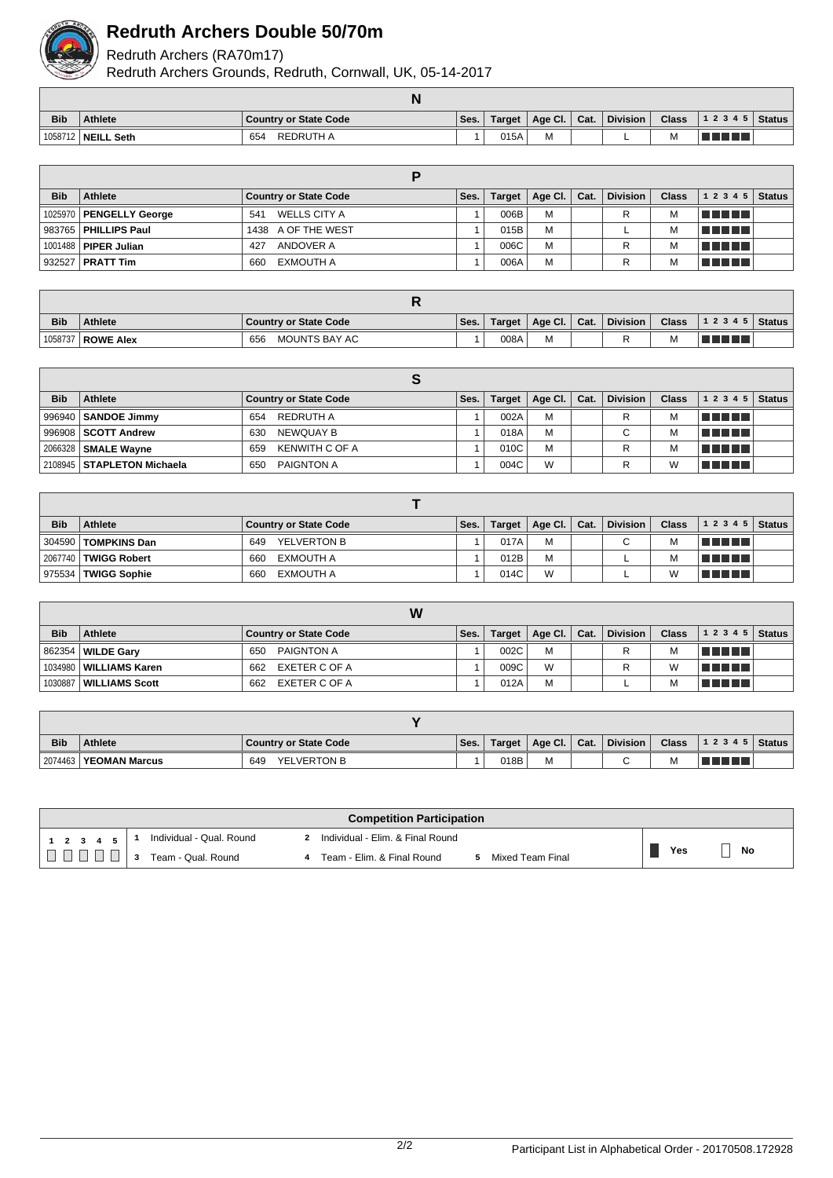# Redruth Archers Double 50/70m

Redruth Archers (RA70m17)

Redruth Archers Grounds, Redruth, Cornwall, UK, 05-14-2017

## N

| Bib | Athlete | Country or State Code | Ses. | Target | Age Cl. | Cat. | Division | Class | 1 2 3 4 5 | Status |
|---|---|---|---|---|---|---|---|---|---|---|
| 1058712 | **NEILL Seth** | 654 REDRUTH A | 1 | 015A | M | | L | M | ■ ■ ■ ■ ■ | |

## P

| Bib | Athlete | Country or State Code | Ses. | Target | Age Cl. | Cat. | Division | Class | 1 2 3 4 5 | Status |
|---|---|---|---|---|---|---|---|---|---|---|
| 1025970 | **PENGELLY George** | 541 WELLS CITY A | 1 | 006B | M | | R | M | ■ ■ ■ ■ ■ | |
| 983765 | **PHILLIPS Paul** | 1438 A OF THE WEST | 1 | 015B | M | | L | M | ■ ■ ■ ■ ■ | |
| 1001488 | **PIPER Julian** | 427 ANDOVER A | 1 | 006C | M | | R | M | ■ ■ ■ ■ ■ | |
| 932527 | **PRATT Tim** | 660 EXMOUTH A | 1 | 006A | M | | R | M | ■ ■ ■ ■ ■ | |

## R

| Bib | Athlete | Country or State Code | Ses. | Target | Age Cl. | Cat. | Division | Class | 1 2 3 4 5 | Status |
|---|---|---|---|---|---|---|---|---|---|---|
| 1058737 | **ROWE Alex** | 656 MOUNTS BAY AC | 1 | 008A | M | | R | M | ■ ■ ■ ■ ■ | |

## S

| Bib | Athlete | Country or State Code | Ses. | Target | Age Cl. | Cat. | Division | Class | 1 2 3 4 5 | Status |
|---|---|---|---|---|---|---|---|---|---|---|
| 996940 | **SANDOE Jimmy** | 654 REDRUTH A | 1 | 002A | M | | R | M | ■ ■ ■ ■ ■ | |
| 996908 | **SCOTT Andrew** | 630 NEWQUAY B | 1 | 018A | M | | C | M | ■ ■ ■ ■ ■ | |
| 2066328 | **SMALE Wayne** | 659 KENWITH C OF A | 1 | 010C | M | | R | M | ■ ■ ■ ■ ■ | |
| 2108945 | **STAPLETON Michaela** | 650 PAIGNTON A | 1 | 004C | W | | R | W | ■ ■ ■ ■ ■ | |

## T

| Bib | Athlete | Country or State Code | Ses. | Target | Age Cl. | Cat. | Division | Class | 1 2 3 4 5 | Status |
|---|---|---|---|---|---|---|---|---|---|---|
| 304590 | **TOMPKINS Dan** | 649 YELVERTON B | 1 | 017A | M | | C | M | ■ ■ ■ ■ ■ | |
| 2067740 | **TWIGG Robert** | 660 EXMOUTH A | 1 | 012B | M | | L | M | ■ ■ ■ ■ ■ | |
| 975534 | **TWIGG Sophie** | 660 EXMOUTH A | 1 | 014C | W | | L | W | ■ ■ ■ ■ ■ | |

## W

| Bib | Athlete | Country or State Code | Ses. | Target | Age Cl. | Cat. | Division | Class | 1 2 3 4 5 | Status |
|---|---|---|---|---|---|---|---|---|---|---|
| 862354 | **WILDE Gary** | 650 PAIGNTON A | 1 | 002C | M | | R | M | ■ ■ ■ ■ ■ | |
| 1034980 | **WILLIAMS Karen** | 662 EXETER C OF A | 1 | 009C | W | | R | W | ■ ■ ■ ■ ■ | |
| 1030887 | **WILLIAMS Scott** | 662 EXETER C OF A | 1 | 012A | M | | L | M | ■ ■ ■ ■ ■ | |

## Y

| Bib | Athlete | Country or State Code | Ses. | Target | Age Cl. | Cat. | Division | Class | 1 2 3 4 5 | Status |
|---|---|---|---|---|---|---|---|---|---|---|
| 2074463 | **YEOMAN Marcus** | 649 YELVERTON B | 1 | 018B | M | | C | M | ■ ■ ■ ■ ■ | |

## Competition Participation

| 1 2 3 4 5 | | | | |
|---|---|---|---|---|
| □ □ □ □ □ | 1 Individual - Qual. Round | 2 Individual - Elim. & Final Round | | ■ Yes □ No |
| | 3 Team - Qual. Round | 4 Team - Elim. & Final Round | 5 Mixed Team Final | |

Participant List in Alphabetical Order - 20170508.172928